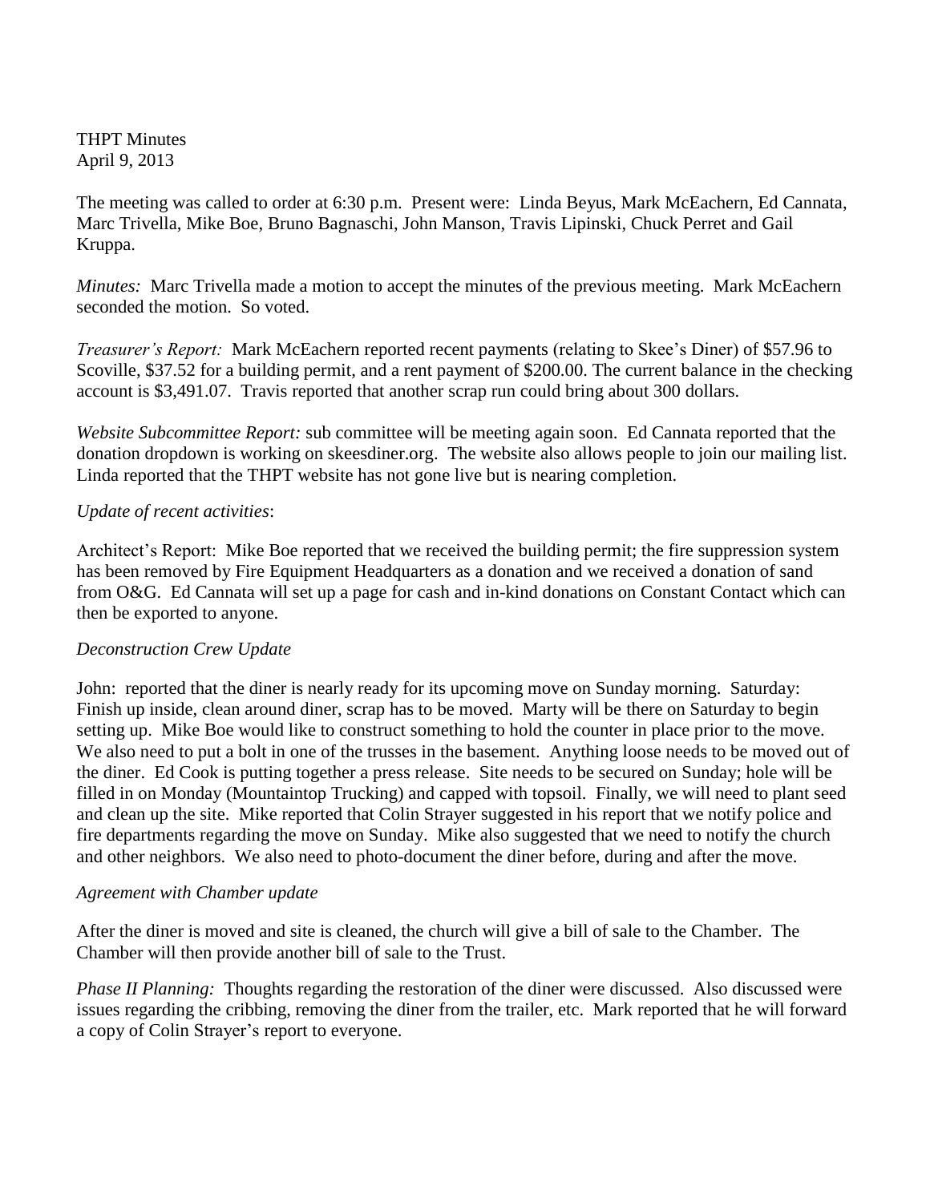THPT Minutes
April 9, 2013

The meeting was called to order at 6:30 p.m. Present were: Linda Beyus, Mark McEachern, Ed Cannata, Marc Trivella, Mike Boe, Bruno Bagnaschi, John Manson, Travis Lipinski, Chuck Perret and Gail Kruppa.

*Minutes:* Marc Trivella made a motion to accept the minutes of the previous meeting. Mark McEachern seconded the motion. So voted.

*Treasurer's Report:* Mark McEachern reported recent payments (relating to Skee's Diner) of $57.96 to Scoville, $37.52 for a building permit, and a rent payment of $200.00. The current balance in the checking account is $3,491.07. Travis reported that another scrap run could bring about 300 dollars.

*Website Subcommittee Report:* sub committee will be meeting again soon. Ed Cannata reported that the donation dropdown is working on skeesdiner.org. The website also allows people to join our mailing list. Linda reported that the THPT website has not gone live but is nearing completion.

*Update of recent activities*:

Architect's Report: Mike Boe reported that we received the building permit; the fire suppression system has been removed by Fire Equipment Headquarters as a donation and we received a donation of sand from O&G. Ed Cannata will set up a page for cash and in-kind donations on Constant Contact which can then be exported to anyone.

*Deconstruction Crew Update*

John: reported that the diner is nearly ready for its upcoming move on Sunday morning. Saturday: Finish up inside, clean around diner, scrap has to be moved. Marty will be there on Saturday to begin setting up. Mike Boe would like to construct something to hold the counter in place prior to the move. We also need to put a bolt in one of the trusses in the basement. Anything loose needs to be moved out of the diner. Ed Cook is putting together a press release. Site needs to be secured on Sunday; hole will be filled in on Monday (Mountaintop Trucking) and capped with topsoil. Finally, we will need to plant seed and clean up the site. Mike reported that Colin Strayer suggested in his report that we notify police and fire departments regarding the move on Sunday. Mike also suggested that we need to notify the church and other neighbors. We also need to photo-document the diner before, during and after the move.

*Agreement with Chamber update*

After the diner is moved and site is cleaned, the church will give a bill of sale to the Chamber. The Chamber will then provide another bill of sale to the Trust.

*Phase II Planning:* Thoughts regarding the restoration of the diner were discussed. Also discussed were issues regarding the cribbing, removing the diner from the trailer, etc. Mark reported that he will forward a copy of Colin Strayer's report to everyone.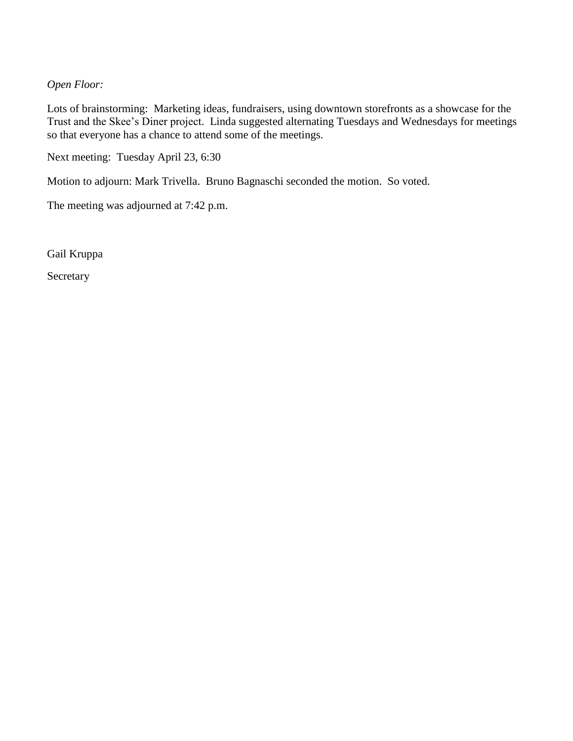*Open Floor:*

Lots of brainstorming: Marketing ideas, fundraisers, using downtown storefronts as a showcase for the Trust and the Skee's Diner project. Linda suggested alternating Tuesdays and Wednesdays for meetings so that everyone has a chance to attend some of the meetings.

Next meeting: Tuesday April 23, 6:30

Motion to adjourn: Mark Trivella. Bruno Bagnaschi seconded the motion. So voted.

The meeting was adjourned at 7:42 p.m.

Gail Kruppa

Secretary